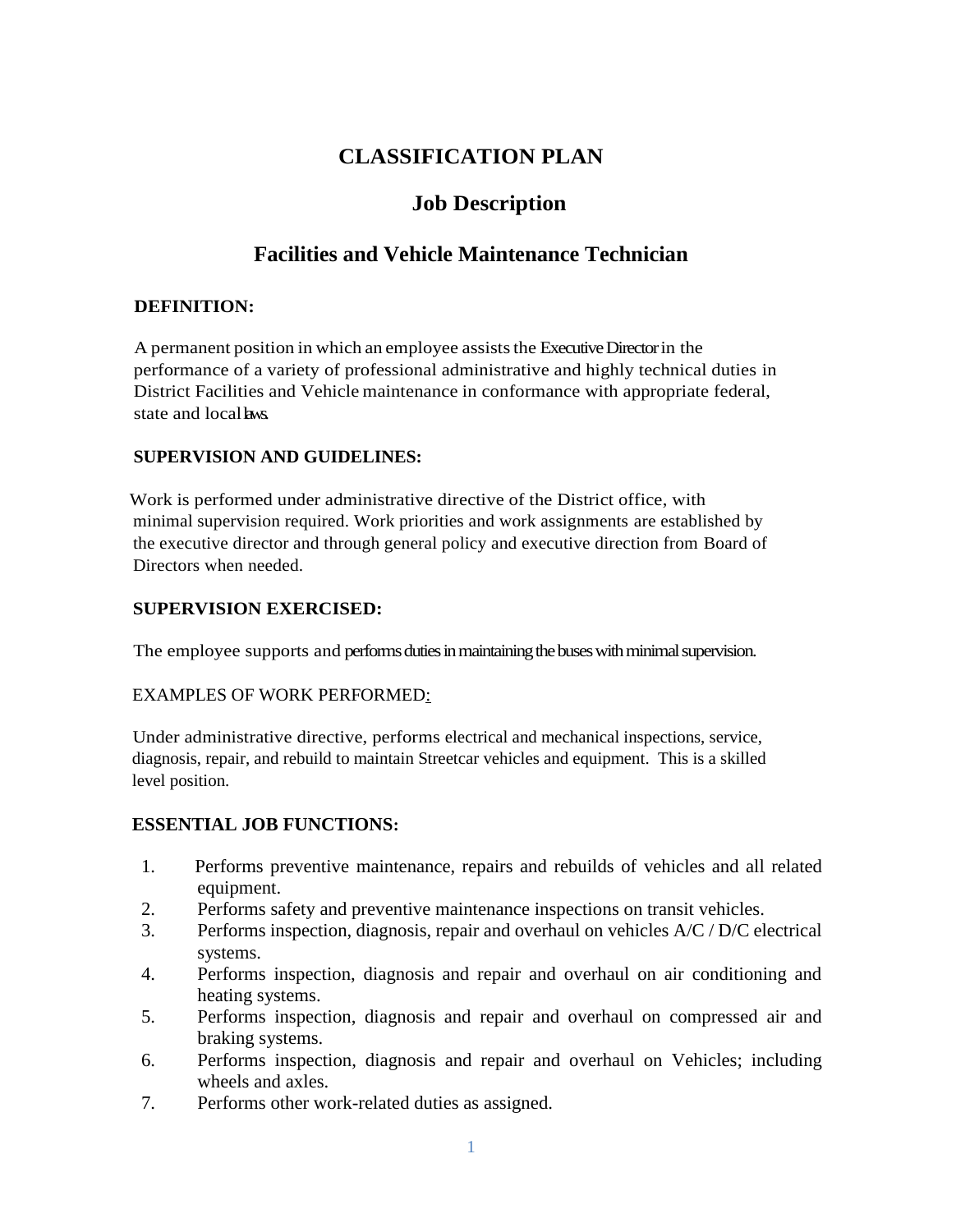# CLASSIFICATION PLAN

## Job Description

## Facilities and Vehicle Maintenance Technician

**DEFINITION:**

A permanent position in which an employee assists the Executive Director in the performance of a variety of professional administrative and highly technical duties in District Facilities and Vehicle maintenance in conformance with appropriate federal, state and local laws.

**SUPERVISION AND GUIDELINES:**

Work is performed under administrative directive of the District office, with minimal supervision required. Work priorities and work assignments are established by the executive director and through general policy and executive direction from Board of Directors when needed.

**SUPERVISION EXERCISED:**

The employee supports and performs duties in maintaining the buses with minimal supervision.

EXAMPLES OF WORK PERFORMED:

Under administrative directive, performs electrical and mechanical inspections, service, diagnosis, repair, and rebuild to maintain Streetcar vehicles and equipment. This is a skilled level position.

**ESSENTIAL JOB FUNCTIONS:**

1. Performs preventive maintenance, repairs and rebuilds of vehicles and all related equipment.
2. Performs safety and preventive maintenance inspections on transit vehicles.
3. Performs inspection, diagnosis, repair and overhaul on vehicles A/C / D/C electrical systems.
4. Performs inspection, diagnosis and repair and overhaul on air conditioning and heating systems.
5. Performs inspection, diagnosis and repair and overhaul on compressed air and braking systems.
6. Performs inspection, diagnosis and repair and overhaul on Vehicles; including wheels and axles.
7. Performs other work-related duties as assigned.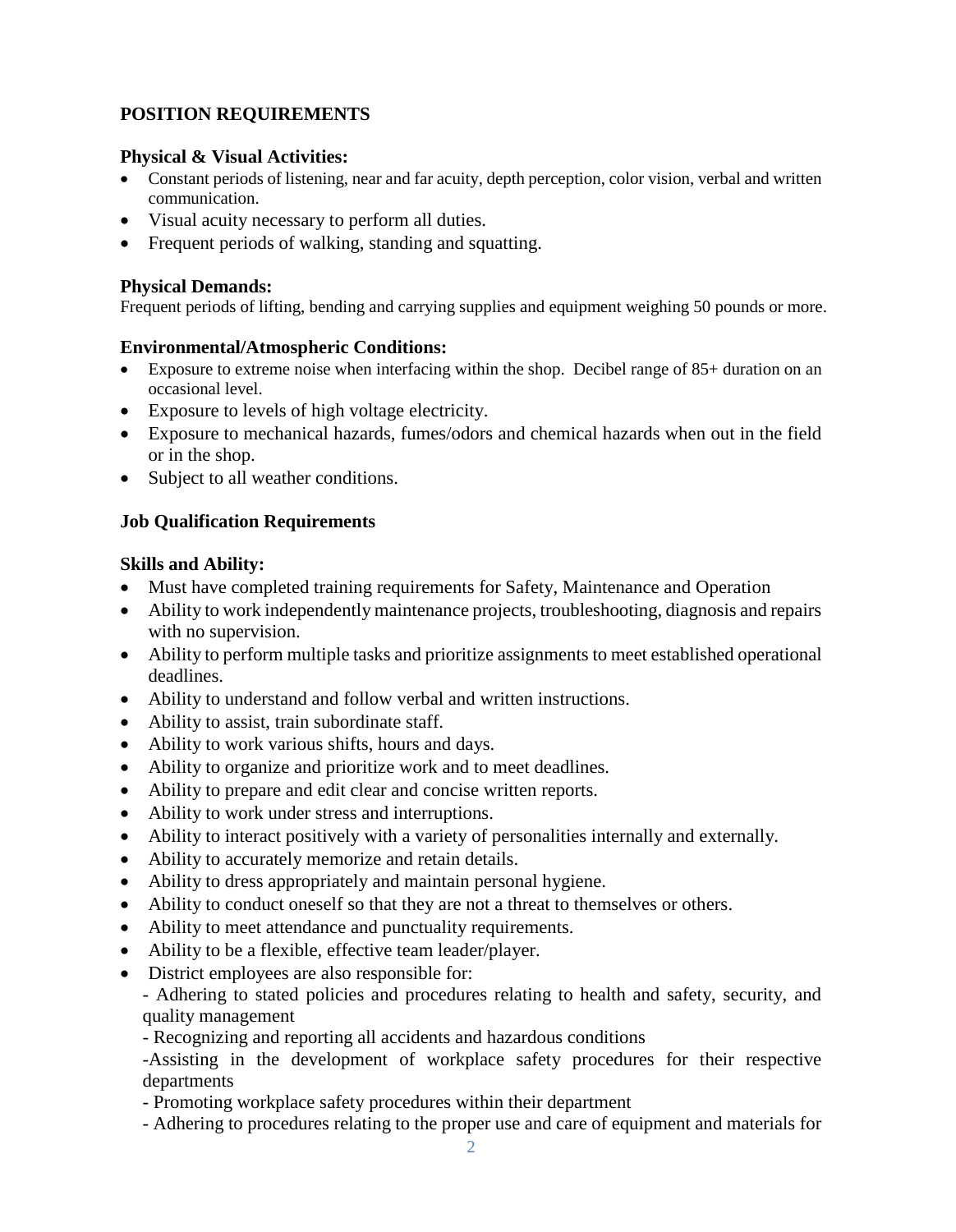## POSITION REQUIREMENTS

### Physical & Visual Activities:

- Constant periods of listening, near and far acuity, depth perception, color vision, verbal and written communication.
- Visual acuity necessary to perform all duties.
- Frequent periods of walking, standing and squatting.

### Physical Demands:

Frequent periods of lifting, bending and carrying supplies and equipment weighing 50 pounds or more.

### Environmental/Atmospheric Conditions:

- Exposure to extreme noise when interfacing within the shop. Decibel range of 85+ duration on an occasional level.
- Exposure to levels of high voltage electricity.
- Exposure to mechanical hazards, fumes/odors and chemical hazards when out in the field or in the shop.
- Subject to all weather conditions.

## Job Qualification Requirements

### Skills and Ability:

- Must have completed training requirements for Safety, Maintenance and Operation
- Ability to work independently maintenance projects, troubleshooting, diagnosis and repairs with no supervision.
- Ability to perform multiple tasks and prioritize assignments to meet established operational deadlines.
- Ability to understand and follow verbal and written instructions.
- Ability to assist, train subordinate staff.
- Ability to work various shifts, hours and days.
- Ability to organize and prioritize work and to meet deadlines.
- Ability to prepare and edit clear and concise written reports.
- Ability to work under stress and interruptions.
- Ability to interact positively with a variety of personalities internally and externally.
- Ability to accurately memorize and retain details.
- Ability to dress appropriately and maintain personal hygiene.
- Ability to conduct oneself so that they are not a threat to themselves or others.
- Ability to meet attendance and punctuality requirements.
- Ability to be a flexible, effective team leader/player.
- District employees are also responsible for:

  - Adhering to stated policies and procedures relating to health and safety, security, and quality management
  - Recognizing and reporting all accidents and hazardous conditions
  - Assisting in the development of workplace safety procedures for their respective departments
  - Promoting workplace safety procedures within their department
  - Adhering to procedures relating to the proper use and care of equipment and materials for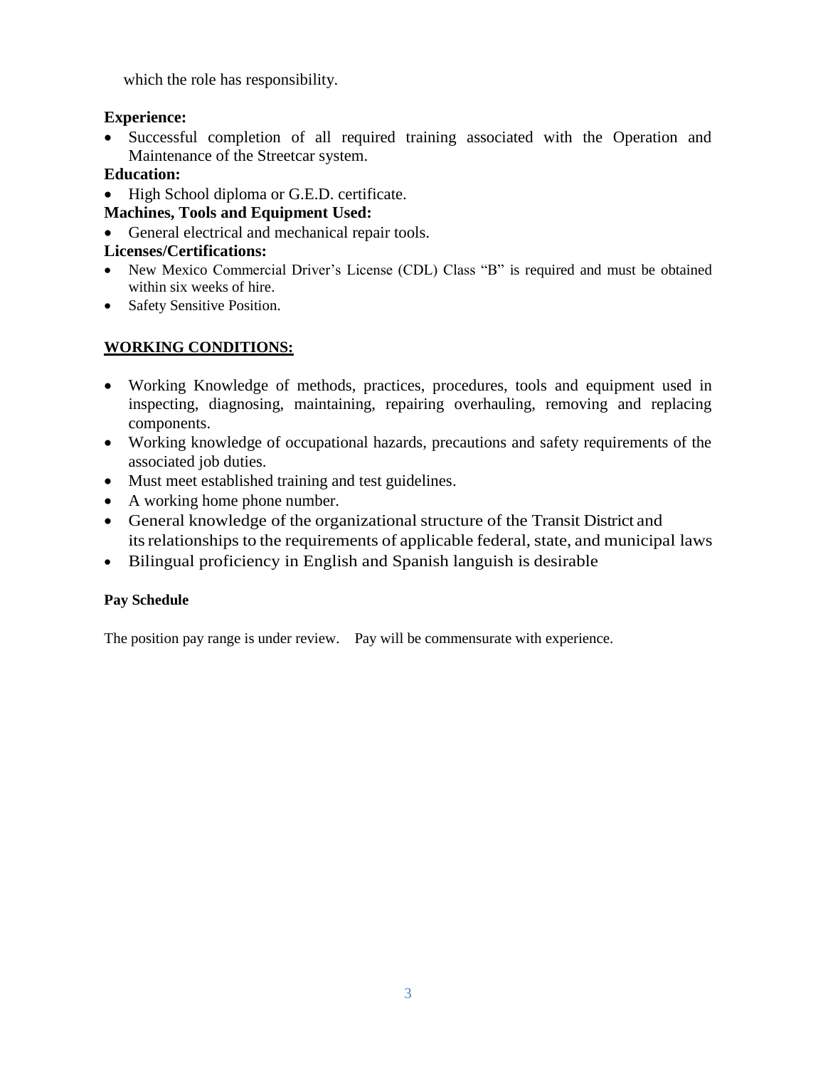which the role has responsibility.

**Experience:**

- Successful completion of all required training associated with the Operation and Maintenance of the Streetcar system.

**Education:**

- High School diploma or G.E.D. certificate.

**Machines, Tools and Equipment Used:**

- General electrical and mechanical repair tools.

**Licenses/Certifications:**

- New Mexico Commercial Driver's License (CDL) Class "B" is required and must be obtained within six weeks of hire.
- Safety Sensitive Position.

## WORKING CONDITIONS:

- Working Knowledge of methods, practices, procedures, tools and equipment used in inspecting, diagnosing, maintaining, repairing overhauling, removing and replacing components.
- Working knowledge of occupational hazards, precautions and safety requirements of the associated job duties.
- Must meet established training and test guidelines.
- A working home phone number.
- General knowledge of the organizational structure of the Transit District and its relationships to the requirements of applicable federal, state, and municipal laws
- Bilingual proficiency in English and Spanish languish is desirable

**Pay Schedule**

The position pay range is under review. Pay will be commensurate with experience.